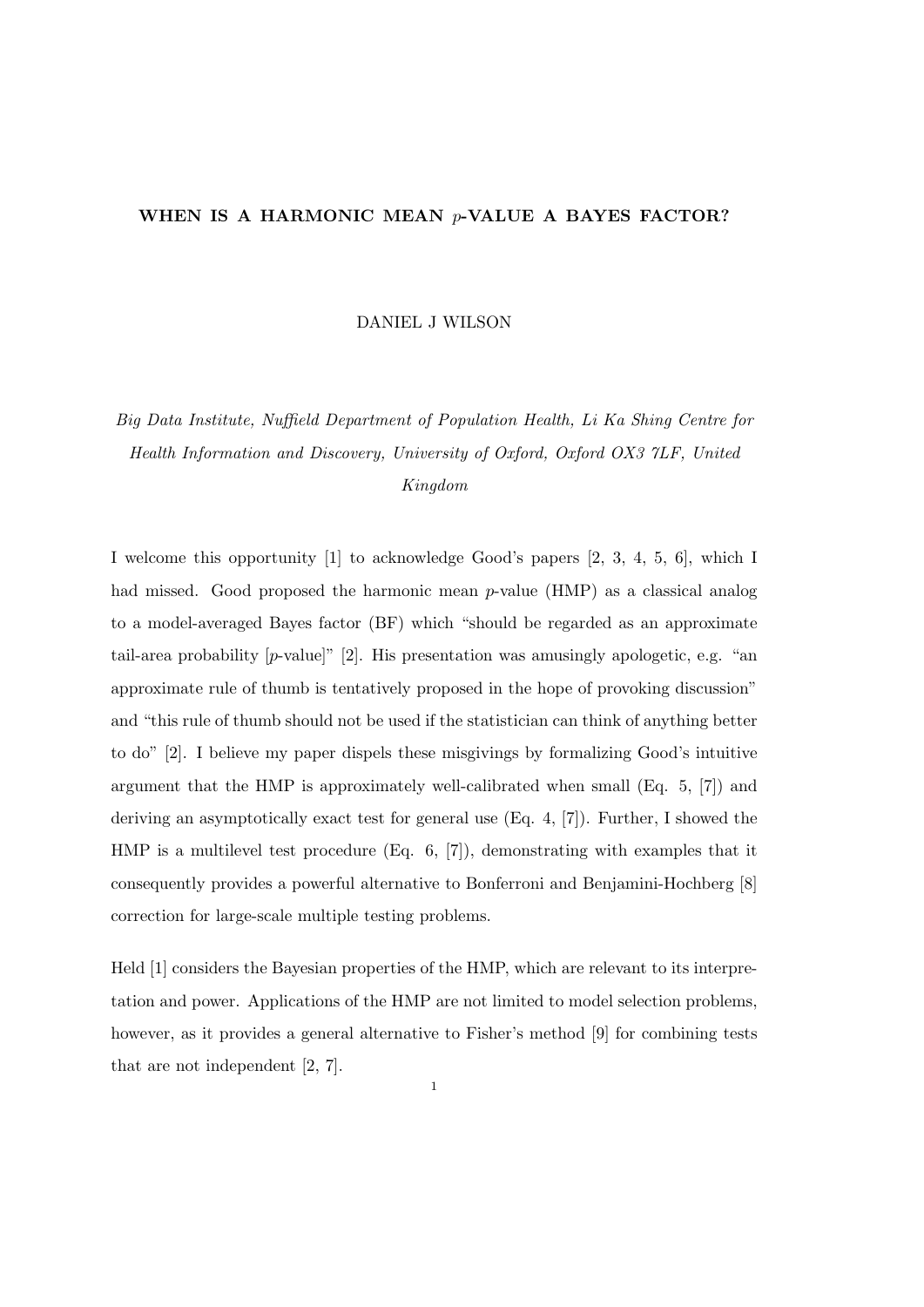# WHEN IS A HARMONIC MEAN $p$-VALUE A BAYES FACTOR?

DANIEL J WILSON

*Big Data Institute, Nuffield Department of Population Health, Li Ka Shing Centre for Health Information and Discovery, University of Oxford, Oxford OX3 7LF, United Kingdom*

I welcome this opportunity [1] to acknowledge Good's papers [2, 3, 4, 5, 6], which I had missed. Good proposed the harmonic mean $p$-value (HMP) as a classical analog to a model-averaged Bayes factor (BF) which "should be regarded as an approximate tail-area probability [$p$-value]" [2]. His presentation was amusingly apologetic, e.g. "an approximate rule of thumb is tentatively proposed in the hope of provoking discussion" and "this rule of thumb should not be used if the statistician can think of anything better to do" [2]. I believe my paper dispels these misgivings by formalizing Good's intuitive argument that the HMP is approximately well-calibrated when small (Eq. 5, [7]) and deriving an asymptotically exact test for general use (Eq. 4, [7]). Further, I showed the HMP is a multilevel test procedure (Eq. 6, [7]), demonstrating with examples that it consequently provides a powerful alternative to Bonferroni and Benjamini-Hochberg [8] correction for large-scale multiple testing problems.

Held [1] considers the Bayesian properties of the HMP, which are relevant to its interpretation and power. Applications of the HMP are not limited to model selection problems, however, as it provides a general alternative to Fisher's method [9] for combining tests that are not independent [2, 7].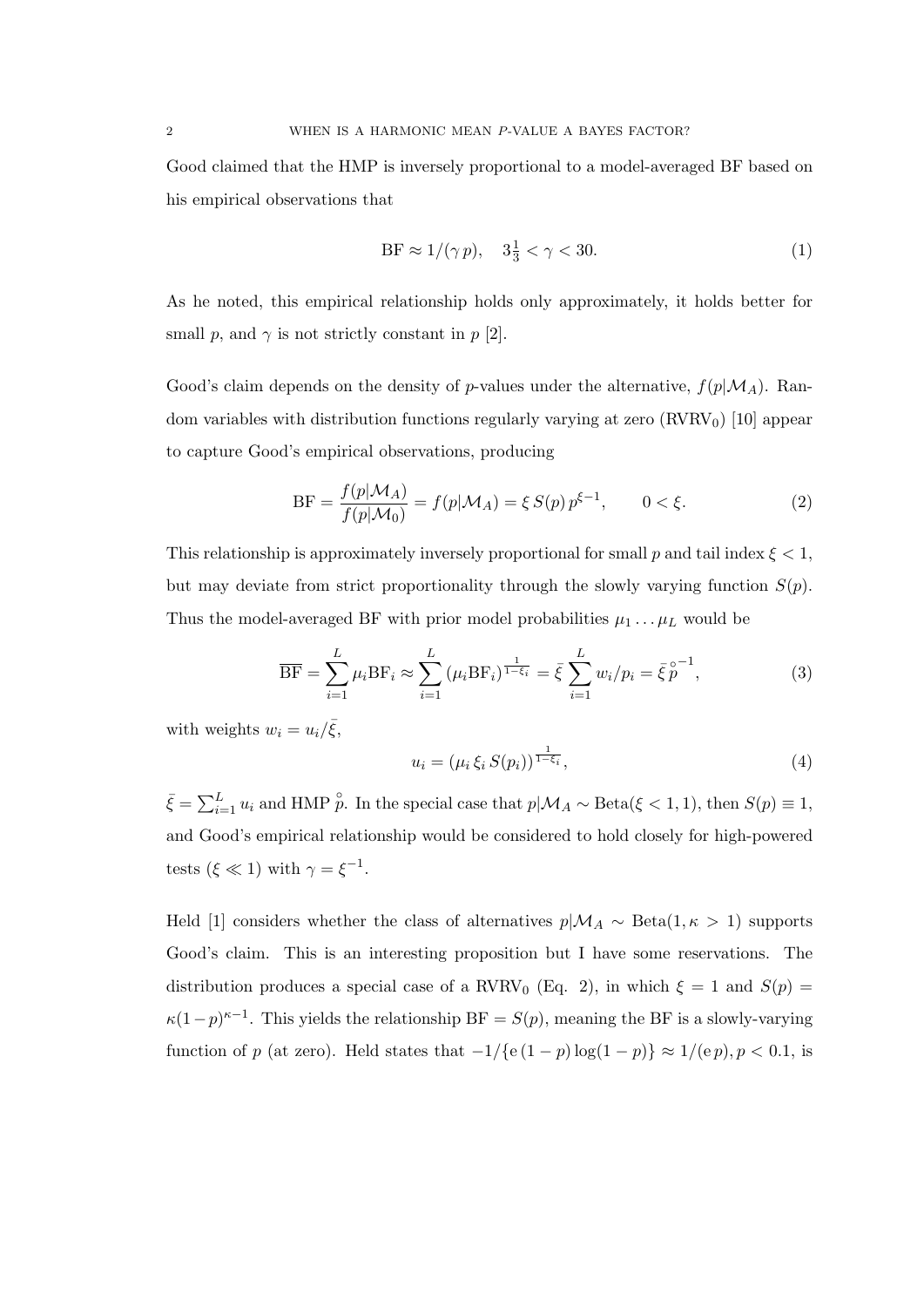Good claimed that the HMP is inversely proportional to a model-averaged BF based on his empirical observations that

$$\text{BF} \approx 1/(\gamma\, p), \quad 3\tfrac{1}{3} < \gamma < 30. \tag{1}$$

As he noted, this empirical relationship holds only approximately, it holds better for small $p$, and $\gamma$ is not strictly constant in $p$ [2].

Good's claim depends on the density of $p$-values under the alternative, $f(p|\mathcal{M}_A)$. Random variables with distribution functions regularly varying at zero ($\text{RVRV}_0$) [10] appear to capture Good's empirical observations, producing

$$\text{BF} = \frac{f(p|\mathcal{M}_A)}{f(p|\mathcal{M}_0)} = f(p|\mathcal{M}_A) = \xi\, S(p)\, p^{\xi-1}, \qquad 0 < \xi. \tag{2}$$

This relationship is approximately inversely proportional for small $p$ and tail index $\xi < 1$, but may deviate from strict proportionality through the slowly varying function $S(p)$. Thus the model-averaged BF with prior model probabilities $\mu_1 \dots \mu_L$ would be

$$\overline{\text{BF}} = \sum_{i=1}^{L} \mu_i \text{BF}_i \approx \sum_{i=1}^{L} \left(\mu_i \text{BF}_i\right)^{\frac{1}{1-\xi_i}} = \bar{\xi} \sum_{i=1}^{L} w_i/p_i = \bar{\xi}\, \overset{\circ}{p}^{-1}, \tag{3}$$

with weights $w_i = u_i/\bar{\xi}$,

$$u_i = \left(\mu_i\, \xi_i\, S(p_i)\right)^{\frac{1}{1-\xi_i}}, \tag{4}$$

$\bar{\xi} = \sum_{i=1}^{L} u_i$ and HMP $\overset{\circ}{p}$. In the special case that $p|\mathcal{M}_A \sim \text{Beta}(\xi < 1, 1)$, then $S(p) \equiv 1$, and Good's empirical relationship would be considered to hold closely for high-powered tests ($\xi \ll 1$) with $\gamma = \xi^{-1}$.

Held [1] considers whether the class of alternatives $p|\mathcal{M}_A \sim \text{Beta}(1, \kappa > 1)$ supports Good's claim. This is an interesting proposition but I have some reservations. The distribution produces a special case of a $\text{RVRV}_0$ (Eq. 2), in which $\xi = 1$ and $S(p) = \kappa(1-p)^{\kappa-1}$. This yields the relationship $\text{BF} = S(p)$, meaning the BF is a slowly-varying function of $p$ (at zero). Held states that $-1/\{\text{e}\,(1-p)\log(1-p)\} \approx 1/(\text{e}\, p), p < 0.1$, is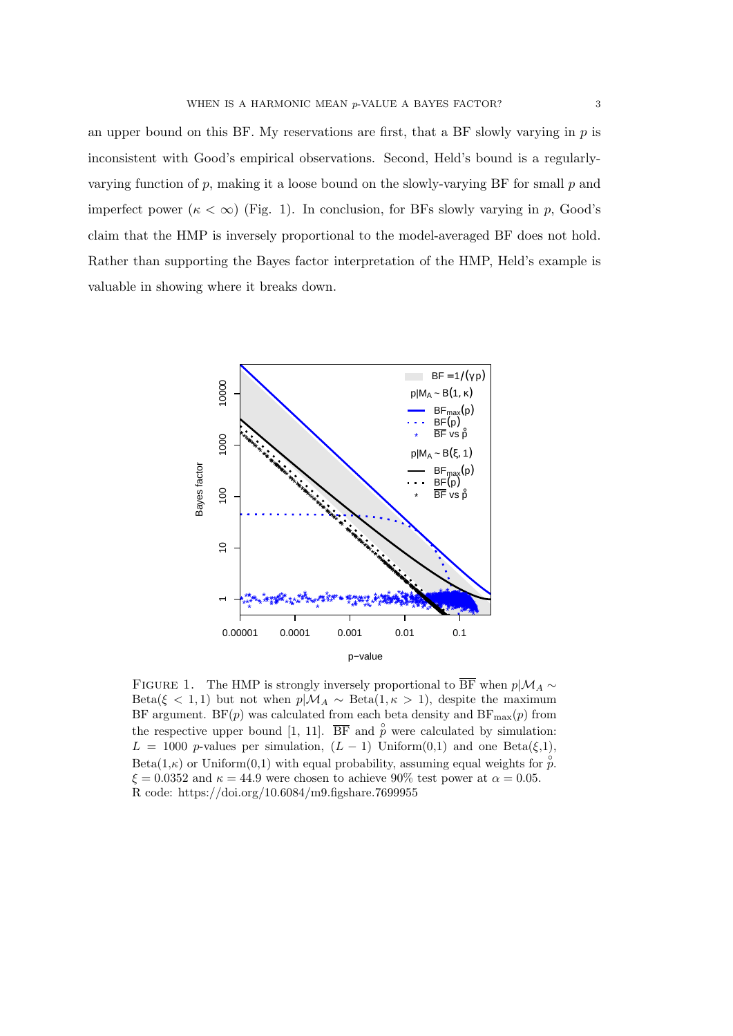an upper bound on this BF. My reservations are first, that a BF slowly varying in $p$ is inconsistent with Good's empirical observations. Second, Held's bound is a regularly-varying function of $p$, making it a loose bound on the slowly-varying BF for small $p$ and imperfect power ($\kappa < \infty$) (Fig. 1). In conclusion, for BFs slowly varying in $p$, Good's claim that the HMP is inversely proportional to the model-averaged BF does not hold. Rather than supporting the Bayes factor interpretation of the HMP, Held's example is valuable in showing where it breaks down.

FIGURE 1. The HMP is strongly inversely proportional to $\overline{\text{BF}}$ when $p|\mathcal{M}_A \sim \text{Beta}(\xi < 1, 1)$ but not when $p|\mathcal{M}_A \sim \text{Beta}(1, \kappa > 1)$, despite the maximum BF argument. $\text{BF}(p)$ was calculated from each beta density and $\text{BF}_{\max}(p)$ from the respective upper bound [1, 11]. $\overline{\text{BF}}$ and $\mathring{p}$ were calculated by simulation: $L = 1000$ $p$-values per simulation, $(L-1)$ Uniform(0,1) and one Beta($\xi$,1), Beta(1,$\kappa$) or Uniform(0,1) with equal probability, assuming equal weights for $\mathring{p}$. $\xi = 0.0352$ and $\kappa = 44.9$ were chosen to achieve 90% test power at $\alpha = 0.05$. R code: https://doi.org/10.6084/m9.figshare.7699955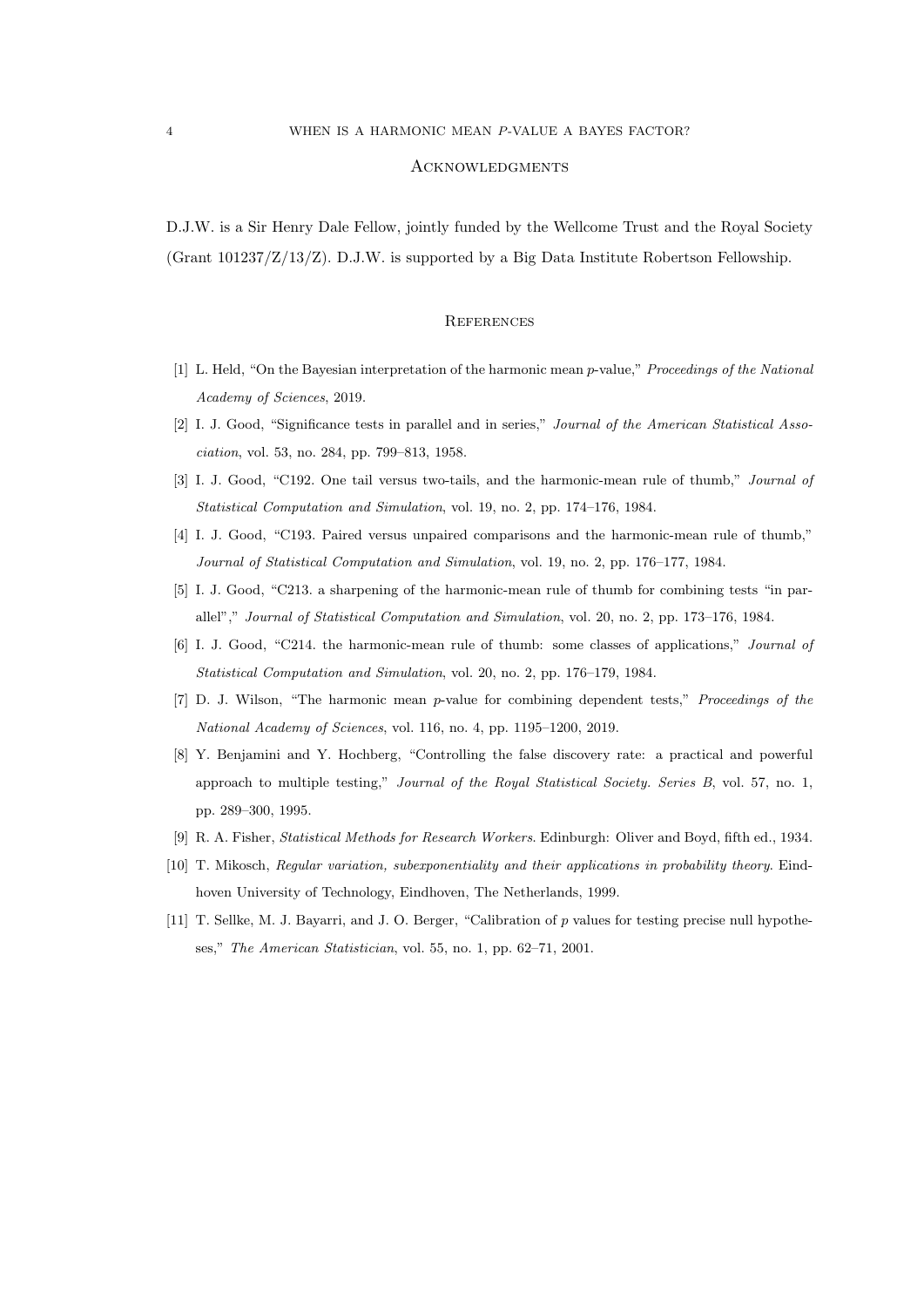## Acknowledgments

D.J.W. is a Sir Henry Dale Fellow, jointly funded by the Wellcome Trust and the Royal Society (Grant 101237/Z/13/Z). D.J.W. is supported by a Big Data Institute Robertson Fellowship.

## References

[1] L. Held, "On the Bayesian interpretation of the harmonic mean $p$-value," *Proceedings of the National Academy of Sciences*, 2019.

[2] I. J. Good, "Significance tests in parallel and in series," *Journal of the American Statistical Association*, vol. 53, no. 284, pp. 799–813, 1958.

[3] I. J. Good, "C192. One tail versus two-tails, and the harmonic-mean rule of thumb," *Journal of Statistical Computation and Simulation*, vol. 19, no. 2, pp. 174–176, 1984.

[4] I. J. Good, "C193. Paired versus unpaired comparisons and the harmonic-mean rule of thumb," *Journal of Statistical Computation and Simulation*, vol. 19, no. 2, pp. 176–177, 1984.

[5] I. J. Good, "C213. a sharpening of the harmonic-mean rule of thumb for combining tests "in parallel"," *Journal of Statistical Computation and Simulation*, vol. 20, no. 2, pp. 173–176, 1984.

[6] I. J. Good, "C214. the harmonic-mean rule of thumb: some classes of applications," *Journal of Statistical Computation and Simulation*, vol. 20, no. 2, pp. 176–179, 1984.

[7] D. J. Wilson, "The harmonic mean $p$-value for combining dependent tests," *Proceedings of the National Academy of Sciences*, vol. 116, no. 4, pp. 1195–1200, 2019.

[8] Y. Benjamini and Y. Hochberg, "Controlling the false discovery rate: a practical and powerful approach to multiple testing," *Journal of the Royal Statistical Society. Series B*, vol. 57, no. 1, pp. 289–300, 1995.

[9] R. A. Fisher, *Statistical Methods for Research Workers*. Edinburgh: Oliver and Boyd, fifth ed., 1934.

[10] T. Mikosch, *Regular variation, subexponentiality and their applications in probability theory*. Eindhoven University of Technology, Eindhoven, The Netherlands, 1999.

[11] T. Sellke, M. J. Bayarri, and J. O. Berger, "Calibration of $p$ values for testing precise null hypotheses," *The American Statistician*, vol. 55, no. 1, pp. 62–71, 2001.